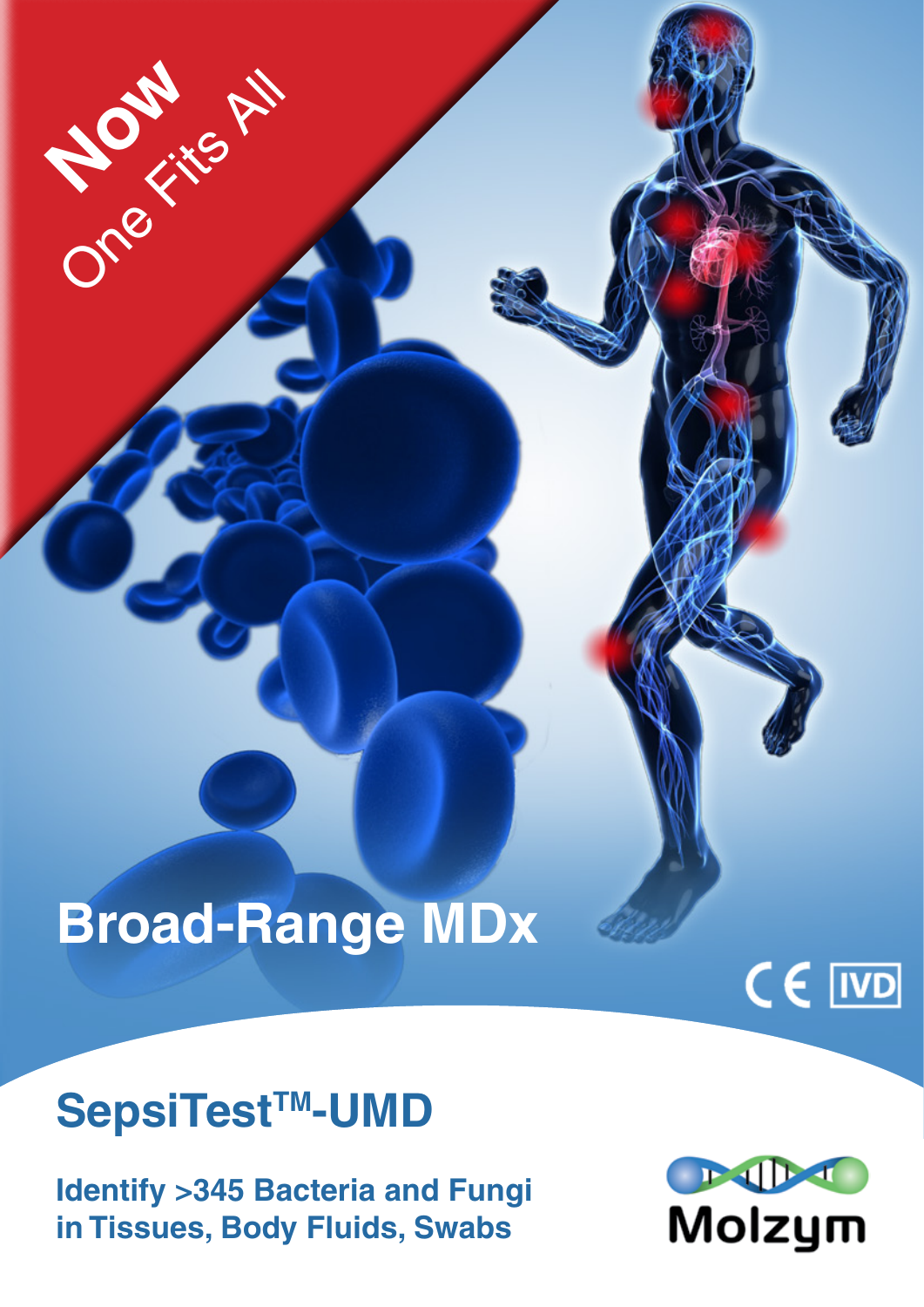**Now**
One Fits All

# Broad-Range MDx

CE IVD

## SepsiTest™-UMD

**Identify >345 Bacteria and Fungi in Tissues, Body Fluids, Swabs**

Molzym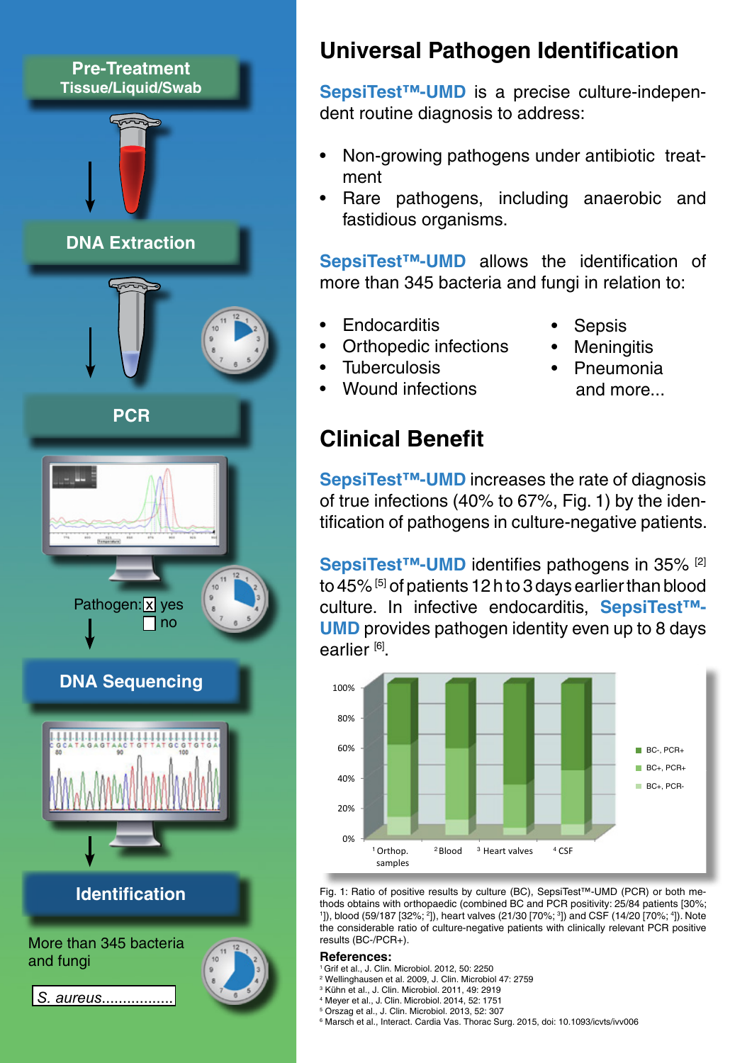Pre-Treatment
Tissue/Liquid/Swab

DNA Extraction

PCR

Pathogen: [x] yes
[ ] no

DNA Sequencing

Identification

More than 345 bacteria and fungi

S. aureus.................

# Universal Pathogen Identification

**SepsiTest™-UMD** is a precise culture-independent routine diagnosis to address:

- Non-growing pathogens under antibiotic treatment
- Rare pathogens, including anaerobic and fastidious organisms.

**SepsiTest™-UMD** allows the identification of more than 345 bacteria and fungi in relation to:

- Endocarditis
- Orthopedic infections
- Tuberculosis
- Wound infections
- Sepsis
- Meningitis
- Pneumonia
  and more...

# Clinical Benefit

**SepsiTest™-UMD** increases the rate of diagnosis of true infections (40% to 67%, Fig. 1) by the identification of pathogens in culture-negative patients.

**SepsiTest™-UMD** identifies pathogens in 35% [2] to 45% [5] of patients 12 h to 3 days earlier than blood culture. In infective endocarditis, **SepsiTest™-UMD** provides pathogen identity even up to 8 days earlier [6].

Fig. 1: Ratio of positive results by culture (BC), SepsiTest™-UMD (PCR) or both methods obtains with orthopaedic (combined BC and PCR positivity: 25/84 patients [30%; [1]]), blood (59/187 [32%; [2]]), heart valves (21/30 [70%; [3]]) and CSF (14/20 [70%; [4]]). Note the considerable ratio of culture-negative patients with clinically relevant PCR positive results (BC-/PCR+).

**References:**

[1] Grif et al., J. Clin. Microbiol. 2012, 50: 2250
[2] Wellinghausen et al. 2009, J. Clin. Microbiol 47: 2759
[3] Kühn et al., J. Clin. Microbiol. 2011, 49: 2919
[4] Meyer et al., J. Clin. Microbiol. 2014, 52: 1751
[5] Orszag et al., J. Clin. Microbiol. 2013, 52: 307
[6] Marsch et al., Interact. Cardia Vas. Thorac Surg. 2015, doi: 10.1093/icvts/ivv006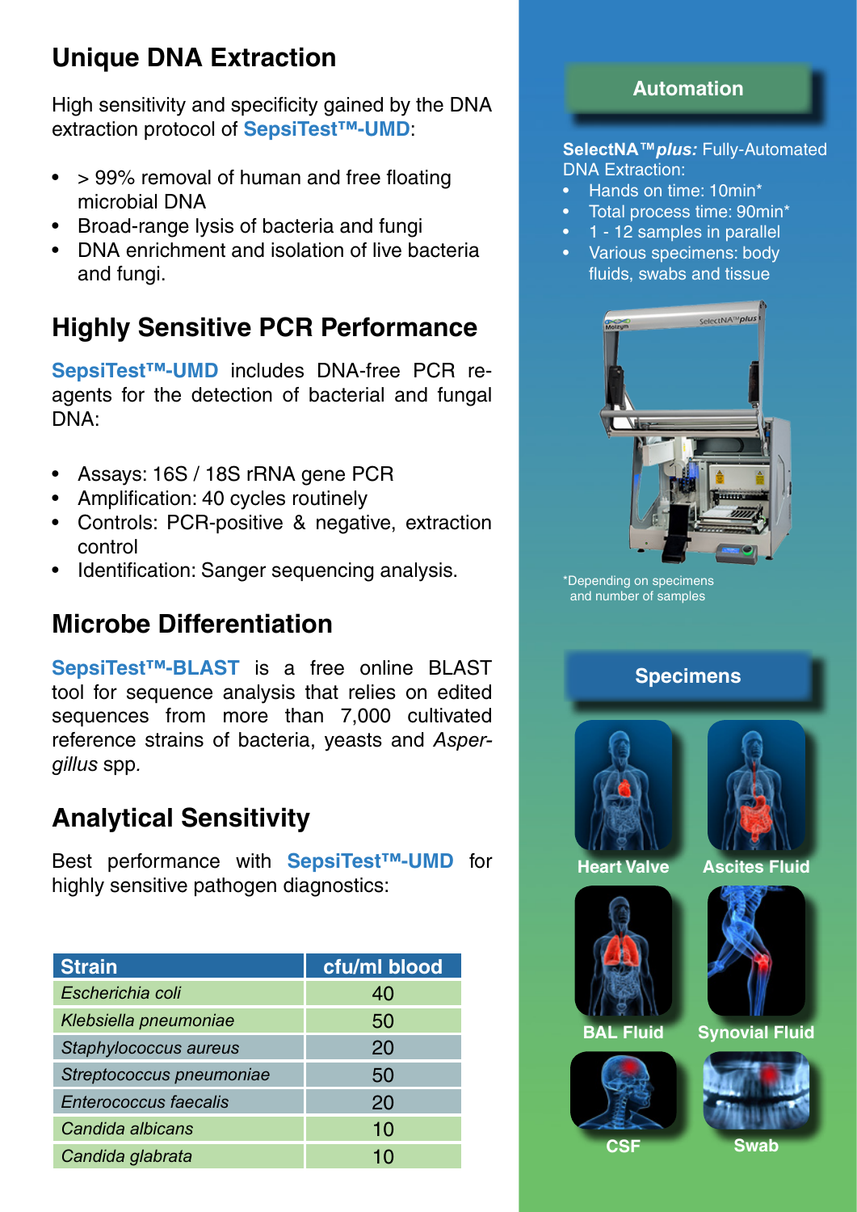## Unique DNA Extraction

High sensitivity and specificity gained by the DNA extraction protocol of **SepsiTest™-UMD**:

- > 99% removal of human and free floating microbial DNA
- Broad-range lysis of bacteria and fungi
- DNA enrichment and isolation of live bacteria and fungi.

## Highly Sensitive PCR Performance

**SepsiTest™-UMD** includes DNA-free PCR reagents for the detection of bacterial and fungal DNA:

- Assays: 16S / 18S rRNA gene PCR
- Amplification: 40 cycles routinely
- Controls: PCR-positive & negative, extraction control
- Identification: Sanger sequencing analysis.

## Microbe Differentiation

**SepsiTest™-BLAST** is a free online BLAST tool for sequence analysis that relies on edited sequences from more than 7,000 cultivated reference strains of bacteria, yeasts and *Aspergillus* spp.

## Analytical Sensitivity

Best performance with **SepsiTest™-UMD** for highly sensitive pathogen diagnostics:

| Strain | cfu/ml blood |
|---|---|
| *Escherichia coli* | 40 |
| *Klebsiella pneumoniae* | 50 |
| *Staphylococcus aureus* | 20 |
| *Streptococcus pneumoniae* | 50 |
| *Enterococcus faecalis* | 20 |
| *Candida albicans* | 10 |
| *Candida glabrata* | 10 |

## Automation

**SelectNA™*plus*:** Fully-Automated DNA Extraction:

- Hands on time: 10min*
- Total process time: 90min*
- 1 - 12 samples in parallel
- Various specimens: body fluids, swabs and tissue

*Depending on specimens and number of samples

## Specimens

Heart Valve

Ascites Fluid

BAL Fluid

Synovial Fluid

CSF

Swab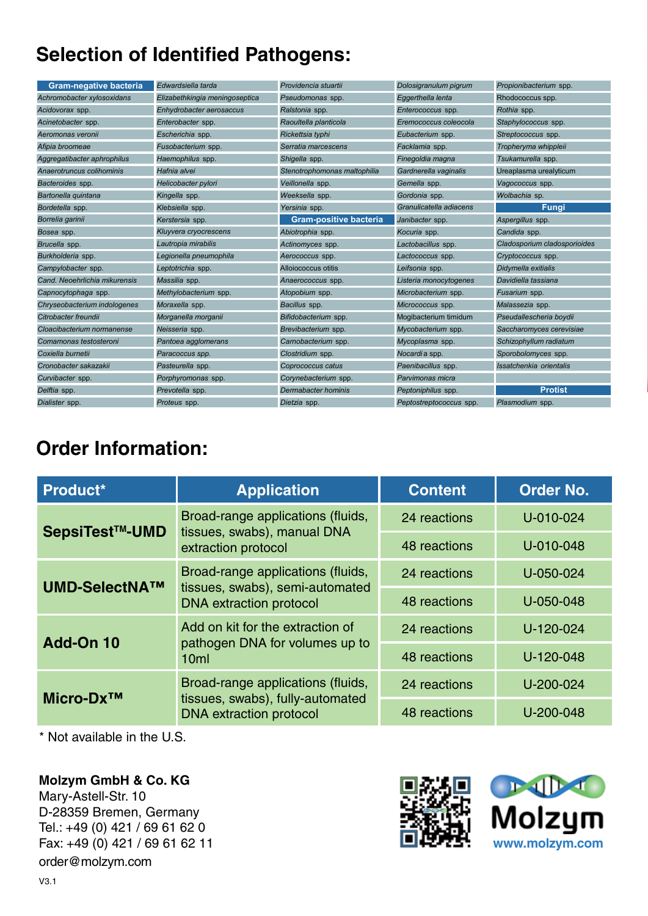# Selection of Identified Pathogens:

| | | | | |
|---|---|---|---|---|
| **Gram-negative bacteria** | *Edwardsiella tarda* | *Providencia stuartii* | *Dolosigranulum pigrum* | *Propionibacterium* spp. |
| *Achromobacter xylosoxidans* | *Elizabethkingia meningoseptica* | *Pseudomonas* spp. | *Eggerthella lenta* | Rhodococcus spp. |
| *Acidovorax* spp. | *Enhydrobacter aerosaccus* | *Ralstonia* spp. | *Enterococcus* spp. | *Rothia* spp. |
| *Acinetobacter* spp. | *Enterobacter* spp. | *Raoultella planticola* | *Eremococcus coleocola* | *Staphylococcus* spp. |
| *Aeromonas veronii* | *Escherichia* spp. | *Rickettsia typhi* | *Eubacterium* spp. | *Streptococcus* spp. |
| *Afipia broomeae* | *Fusobacterium* spp. | *Serratia marcescens* | *Facklamia* spp. | *Tropheryma whipplei* |
| *Aggregatibacter aphrophilus* | *Haemophilus* spp. | *Shigella* spp. | *Finegoldia magna* | *Tsukamurella* spp. |
| *Anaerotruncus colihominis* | *Hafnia alvei* | *Stenotrophomonas maltophilia* | *Gardnerella vaginalis* | Ureaplasma urealyticum |
| *Bacteroides* spp. | *Helicobacter pylori* | *Veillonella* spp. | *Gemella* spp. | *Vagococcus* spp. |
| *Bartonella quintana* | *Kingella* spp. | *Weeksella* spp. | *Gordonia* spp. | *Wolbachia* sp. |
| *Bordetella* spp. | *Klebsiella* spp. | *Yersinia* spp. | *Granulicatella adiacens* | **Fungi** |
| *Borrelia garinii* | *Kerstersia* spp. | **Gram-positive bacteria** | *Janibacter* spp. | *Aspergillus* spp. |
| *Bosea* spp. | *Kluyvera cryocrescens* | *Abiotrophia* spp. | *Kocuria* spp. | *Candida* spp. |
| *Brucella* spp. | *Lautropia mirabilis* | *Actinomyces* spp. | *Lactobacillus* spp. | *Cladosporium cladosporioides* |
| *Burkholderia* spp. | *Legionella pneumophila* | *Aerococcus* spp. | *Lactococcus* spp. | *Cryptococcus* spp. |
| *Campylobacter* spp. | *Leptotrichia* spp. | Alloiococcus otitis | *Leifsonia* spp. | *Didymella exitialis* |
| *Cand. Neoehrlichia mikurensis* | *Massilia* spp. | *Anaerococcus* spp. | *Listeria monocytogenes* | *Davidiella tassiana* |
| *Capnocytophaga* spp. | *Methylobacterium* spp. | *Atopobium* spp. | *Microbacterium* spp. | *Fusarium* spp. |
| *Chryseobacterium indologenes* | *Moraxella* spp. | *Bacillus* spp. | *Micrococcus* spp. | *Malassezia* spp. |
| *Citrobacter freundii* | *Morganella morganii* | *Bifidobacterium* spp. | Mogibacterium timidum | *Pseudallescheria boydii* |
| *Cloacibacterium normanense* | *Neisseria* spp. | *Brevibacterium* spp. | *Mycobacterium* spp. | *Saccharomyces cerevisiae* |
| *Comamonas testosteroni* | *Pantoea agglomerans* | *Carnobacterium* spp. | *Mycoplasma* spp. | *Schizophyllum radiatum* |
| *Coxiella burnetii* | *Paracoccus* spp. | *Clostridium* spp. | *Nocardia* spp. | *Sporobolomyces* spp. |
| *Cronobacter sakazakii* | *Pasteurella* spp. | *Coprococcus catus* | *Paenibacillus* spp. | *Issatchenkia orientalis* |
| *Curvibacter* spp. | *Porphyromonas* spp. | *Corynebacterium* spp. | *Parvimonas micra* | |
| *Delftia* spp. | *Prevotella* spp. | *Dermabacter hominis* | *Peptoniphilus* spp. | **Protist** |
| *Dialister* spp. | *Proteus* spp. | *Dietzia* spp. | *Peptostreptococcus* spp. | *Plasmodium* spp. |

# Order Information:

| Product* | Application | Content | Order No. |
|---|---|---|---|
| **SepsiTest™-UMD** | Broad-range applications (fluids, tissues, swabs), manual DNA extraction protocol | 24 reactions | U-010-024 |
| | | 48 reactions | U-010-048 |
| **UMD-SelectNA™** | Broad-range applications (fluids, tissues, swabs), semi-automated DNA extraction protocol | 24 reactions | U-050-024 |
| | | 48 reactions | U-050-048 |
| **Add-On 10** | Add on kit for the extraction of pathogen DNA for volumes up to 10ml | 24 reactions | U-120-024 |
| | | 48 reactions | U-120-048 |
| **Micro-Dx™** | Broad-range applications (fluids, tissues, swabs), fully-automated DNA extraction protocol | 24 reactions | U-200-024 |
| | | 48 reactions | U-200-048 |

* Not available in the U.S.

**Molzym GmbH & Co. KG**
Mary-Astell-Str. 10
D-28359 Bremen, Germany
Tel.: +49 (0) 421 / 69 61 62 0
Fax: +49 (0) 421 / 69 61 62 11
order@molzym.com

Molzym
www.molzym.com

V3.1